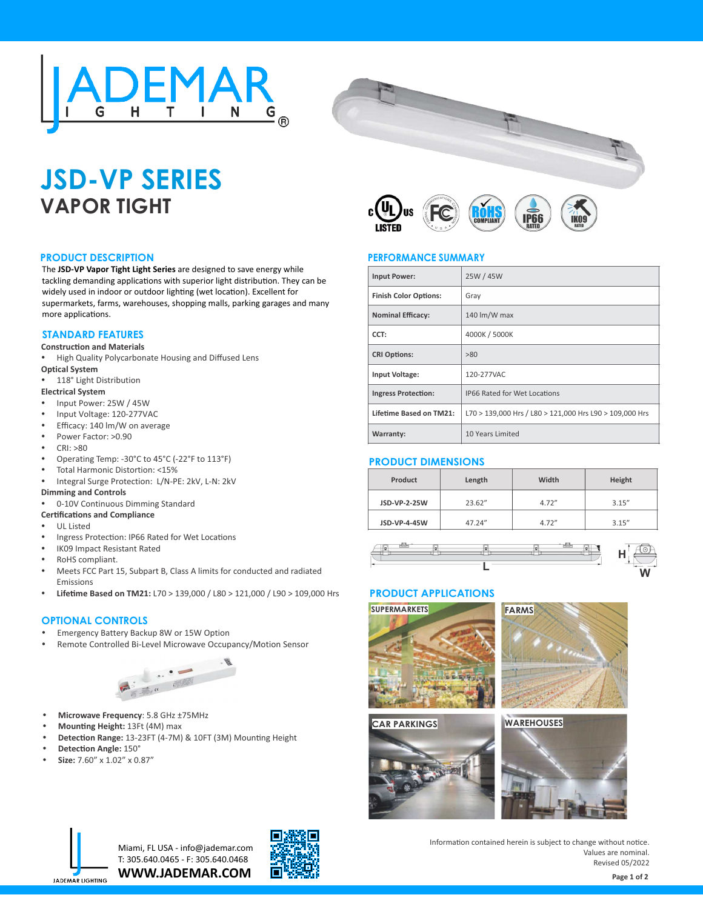# JADEMAR LIGHTING

# JSD-VP SERIES
## VAPOR TIGHT

## PRODUCT DESCRIPTION

The **JSD-VP Vapor Tight Light Series** are designed to save energy while tackling demanding applications with superior light distribution. They can be widely used in indoor or outdoor lighting (wet location). Excellent for supermarkets, farms, warehouses, shopping malls, parking garages and many more applications.

## STANDARD FEATURES

**Construction and Materials**
- High Quality Polycarbonate Housing and Diffused Lens

**Optical System**
- 118° Light Distribution

**Electrical System**
- Input Power: 25W / 45W
- Input Voltage: 120-277VAC
- Efficacy: 140 lm/W on average
- Power Factor: >0.90
- CRI: >80
- Operating Temp: -30°C to 45°C (-22°F to 113°F)
- Total Harmonic Distortion: <15%
- Integral Surge Protection: L/N-PE: 2kV, L-N: 2kV

**Dimming and Controls**
- 0-10V Continuous Dimming Standard

**Certifications and Compliance**
- UL Listed
- Ingress Protection: IP66 Rated for Wet Locations
- IK09 Impact Resistant Rated
- RoHS compliant.
- Meets FCC Part 15, Subpart B, Class A limits for conducted and radiated Emissions
- **Lifetime Based on TM21:** L70 > 139,000 / L80 > 121,000 / L90 > 109,000 Hrs

## OPTIONAL CONTROLS

- Emergency Battery Backup 8W or 15W Option
- Remote Controlled Bi-Level Microwave Occupancy/Motion Sensor

- **Microwave Frequency**: 5.8 GHz ±75MHz
- **Mounting Height:** 13Ft (4M) max
- **Detection Range:** 13-23FT (4-7M) & 10FT (3M) Mounting Height
- **Detection Angle:** 150°
- **Size:** 7.60" x 1.02" x 0.87"

## PERFORMANCE SUMMARY

| | |
|---|---|
| **Input Power:** | 25W / 45W |
| **Finish Color Options:** | Gray |
| **Nominal Efficacy:** | 140 lm/W max |
| **CCT:** | 4000K / 5000K |
| **CRI Options:** | >80 |
| **Input Voltage:** | 120-277VAC |
| **Ingress Protection:** | IP66 Rated for Wet Locations |
| **Lifetime Based on TM21:** | L70 > 139,000 Hrs / L80 > 121,000 Hrs L90 > 109,000 Hrs |
| **Warranty:** | 10 Years Limited |

## PRODUCT DIMENSIONS

| Product | Length | Width | Height |
|---|---|---|---|
| JSD-VP-2-25W | 23.62" | 4.72" | 3.15" |
| JSD-VP-4-45W | 47.24" | 4.72" | 3.15" |

## PRODUCT APPLICATIONS

SUPERMARKETS · FARMS · CAR PARKINGS · WAREHOUSES

Miami, FL USA - info@jademar.com
T: 305.640.0465 - F: 305.640.0468
**WWW.JADEMAR.COM**

Information contained herein is subject to change without notice.
Values are nominal.
Revised 05/2022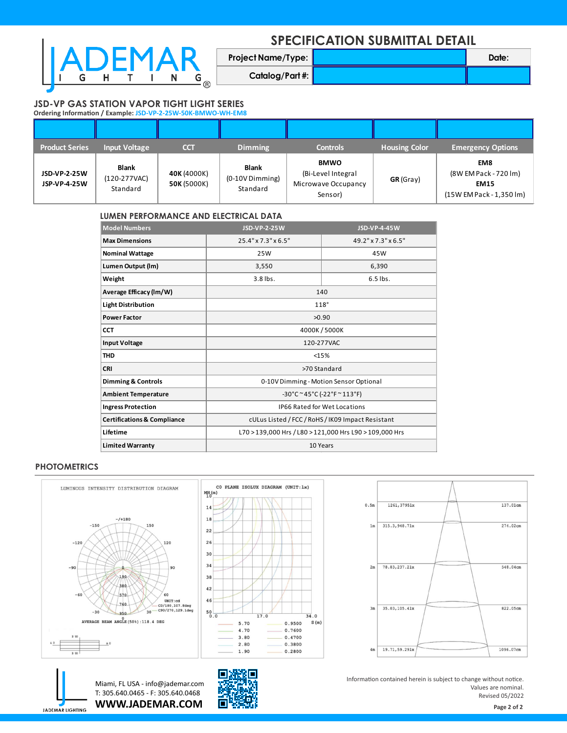# SPECIFICATION SUBMITTAL DETAIL

| Project Name/Type: | | Date: |
|---|---|---|
| Catalog/Part #: | | |

## JSD-VP GAS STATION VAPOR TIGHT LIGHT SERIES

Ordering Information / Example: JSD-VP-2-25W-50K-BMWO-WH-EM8

| Product Series | Input Voltage | CCT | Dimming | Controls | Housing Color | Emergency Options |
|---|---|---|---|---|---|---|
| JSD-VP-2-25W<br>JSP-VP-4-25W | **Blank**<br>(120-277VAC)<br>Standard | **40K** (4000K)<br>**50K** (5000K) | **Blank**<br>(0-10V Dimming)<br>Standard | **BMWO**<br>(Bi-Level Integral Microwave Occupancy Sensor) | **GR** (Gray) | **EM8**<br>(8W EM Pack - 720 lm)<br>**EM15**<br>(15W EM Pack - 1,350 lm) |

## LUMEN PERFORMANCE AND ELECTRICAL DATA

| Model Numbers | JSD-VP-2-25W | JSD-VP-4-45W |
|---|---|---|
| Max Dimensions | 25.4" x 7.3" x 6.5" | 49.2" x 7.3" x 6.5" |
| Nominal Wattage | 25W | 45W |
| Lumen Output (lm) | 3,550 | 6,390 |
| Weight | 3.8 lbs. | 6.5 lbs. |
| Average Efficacy (lm/W) | 140 | |
| Light Distribution | 118° | |
| Power Factor | >0.90 | |
| CCT | 4000K / 5000K | |
| Input Voltage | 120-277VAC | |
| THD | <15% | |
| CRI | >70 Standard | |
| Dimming & Controls | 0-10V Dimming - Motion Sensor Optional | |
| Ambient Temperature | -30°C ~ 45°C (-22°F ~ 113°F) | |
| Ingress Protection | IP66 Rated for Wet Locations | |
| Certifications & Compliance | cULus Listed / FCC / RoHS / IK09 Impact Resistant | |
| Lifetime | L70 > 139,000 Hrs / L80 > 121,000 Hrs L90 > 109,000 Hrs | |
| Limited Warranty | 10 Years | |

## PHOTOMETRICS

LUMINOUS INTENSITY DISTRIBUTION DIAGRAM

-/+180
-150 150
-120 120
-90 90
-60 60
-30 30
0
190
380
570
760
950
UNIT:cd
C0/180,107.8deg
C90/270,129.1deg
AVERAGE BEAM ANGLE(50%):118.4 DEG

C0 PLANE ISOLUX DIAGRAM (UNIT:lx)

MH(m)
10 14 18 22 26 30 34 38 42 46 50
0.0 17.0 34.0
S(m)
5.70 0.9500
4.70 0.7600
3.80 0.4700
2.80 0.3800
1.90 0.2800

0.5m 1261,37951x 137.01cm
1m 315.3,948.71x 274.02cm
2m 78.83,237.21x 548.04cm
3m 35.03,105.41x 822.05cm
4m 19.71,59.291x 1096.07cm

Miami, FL USA - info@jademar.com
T: 305.640.0465 - F: 305.640.0468
**WWW.JADEMAR.COM**

Information contained herein is subject to change without notice.
Values are nominal.
Revised 05/2022